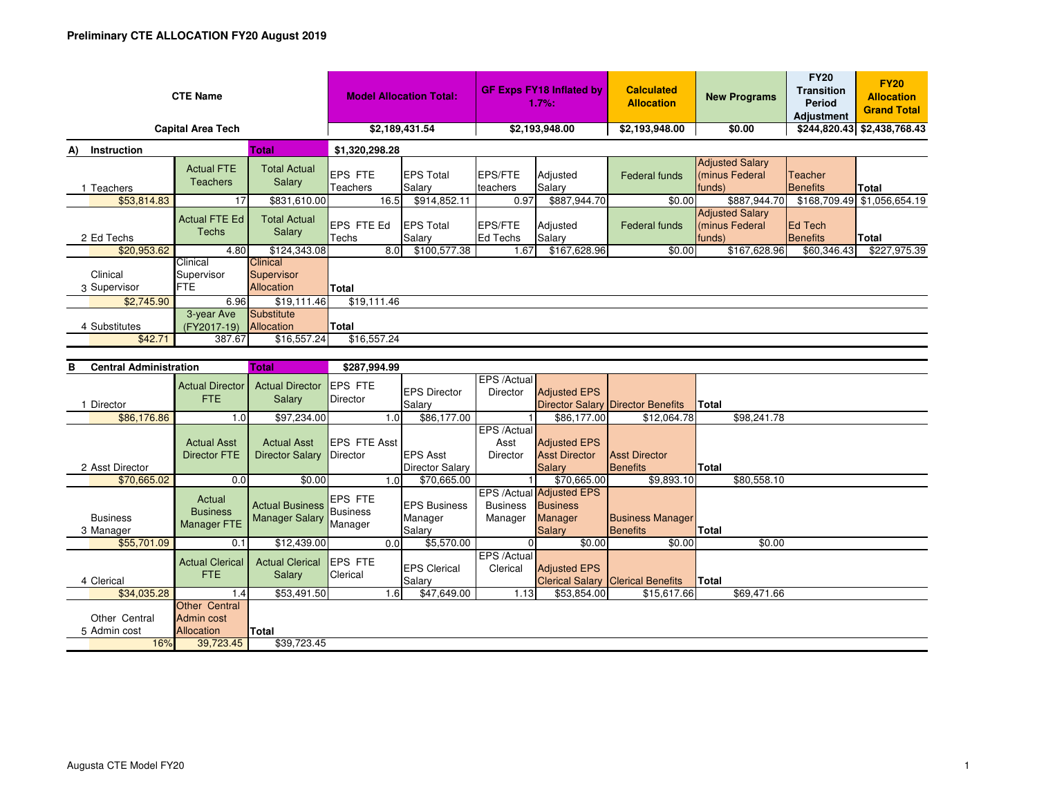# Preliminary CTE ALLOCATION FY20 August 2019

| CTE Name | Model Allocation Total: | GF Exps FY18 Inflated by 1.7%: | Calculated Allocation | New Programs | FY20 Transition Period Adjustment | FY20 Allocation Grand Total |
|---|---|---|---|---|---|---|
| Capital Area Tech | $2,189,431.54 | $2,193,948.00 | $2,193,948.00 | $0.00 | $244,820.43 | $2,438,768.43 |

## A) Instruction — Total: $1,320,298.28

**1 Teachers**

| Teachers | Actual FTE Teachers | Total Actual Salary | EPS FTE Teachers | EPS Total Salary | EPS/FTE teachers | Adjusted Salary | Federal funds | Adjusted Salary (minus Federal funds) | Teacher Benefits | Total |
|---|---|---|---|---|---|---|---|---|---|---|
| $53,814.83 | 17 | $831,610.00 | 16.5 | $914,852.11 | 0.97 | $887,944.70 | $0.00 | $887,944.70 | $168,709.49 | $1,056,654.19 |

**2 Ed Techs**

| Ed Techs | Actual FTE Ed Techs | Total Actual Salary | EPS FTE Ed Techs | EPS Total Salary | EPS/FTE Ed Techs | Adjusted Salary | Federal funds | Adjusted Salary (minus Federal funds) | Ed Tech Benefits | Total |
|---|---|---|---|---|---|---|---|---|---|---|
| $20,953.62 | 4.80 | $124,343.08 | 8.0 | $100,577.38 | 1.67 | $167,628.96 | $0.00 | $167,628.96 | $60,346.43 | $227,975.39 |

**3 Clinical Supervisor**

| Clinical Supervisor | Clinical Supervisor FTE | Clinical Supervisor Allocation | Total |
|---|---|---|---|
| $2,745.90 | 6.96 | $19,111.46 | $19,111.46 |

**4 Substitutes**

| Substitutes | 3-year Ave (FY2017-19) | Substitute Allocation | Total |
|---|---|---|---|
| $42.71 | 387.67 | $16,557.24 | $16,557.24 |

## B Central Administration — Total: $287,994.99

**1 Director**

| Director | Actual Director FTE | Actual Director Salary | EPS FTE Director | EPS Director Salary | EPS /Actual Director | Adjusted EPS Director Salary | Director Benefits | Total |
|---|---|---|---|---|---|---|---|---|
| $86,176.86 | 1.0 | $97,234.00 | 1.0 | $86,177.00 | 1 | $86,177.00 | $12,064.78 | $98,241.78 |

**2 Asst Director**

| Asst Director | Actual Asst Director FTE | Actual Asst Director Salary | EPS FTE Asst Director | EPS Asst Director Salary | EPS /Actual Asst Director | Adjusted EPS Asst Director Salary | Asst Director Benefits | Total |
|---|---|---|---|---|---|---|---|---|
| $70,665.02 | 0.0 | $0.00 | 1.0 | $70,665.00 | 1 | $70,665.00 | $9,893.10 | $80,558.10 |

**3 Business Manager**

| Business Manager | Actual Business Manager FTE | Actual Business Manager Salary | EPS FTE Business Manager | EPS Business Manager Salary | EPS /Actual Business Manager | Adjusted EPS Business Manager Salary | Business Manager Benefits | Total |
|---|---|---|---|---|---|---|---|---|
| $55,701.09 | 0.1 | $12,439.00 | 0.0 | $5,570.00 | 0 | $0.00 | $0.00 | $0.00 |

**4 Clerical**

| Clerical | Actual Clerical FTE | Actual Clerical Salary | EPS FTE Clerical | EPS Clerical Salary | EPS /Actual Clerical | Adjusted EPS Clerical Salary | Clerical Benefits | Total |
|---|---|---|---|---|---|---|---|---|
| $34,035.28 | 1.4 | $53,491.50 | 1.6 | $47,649.00 | 1.13 | $53,854.00 | $15,617.66 | $69,471.66 |

**5 Other Central Admin cost**

| Other Central Admin cost | Other Central Admin cost Allocation | Total |
|---|---|---|
| 16% | 39,723.45 | $39,723.45 |

Augusta CTE Model FY20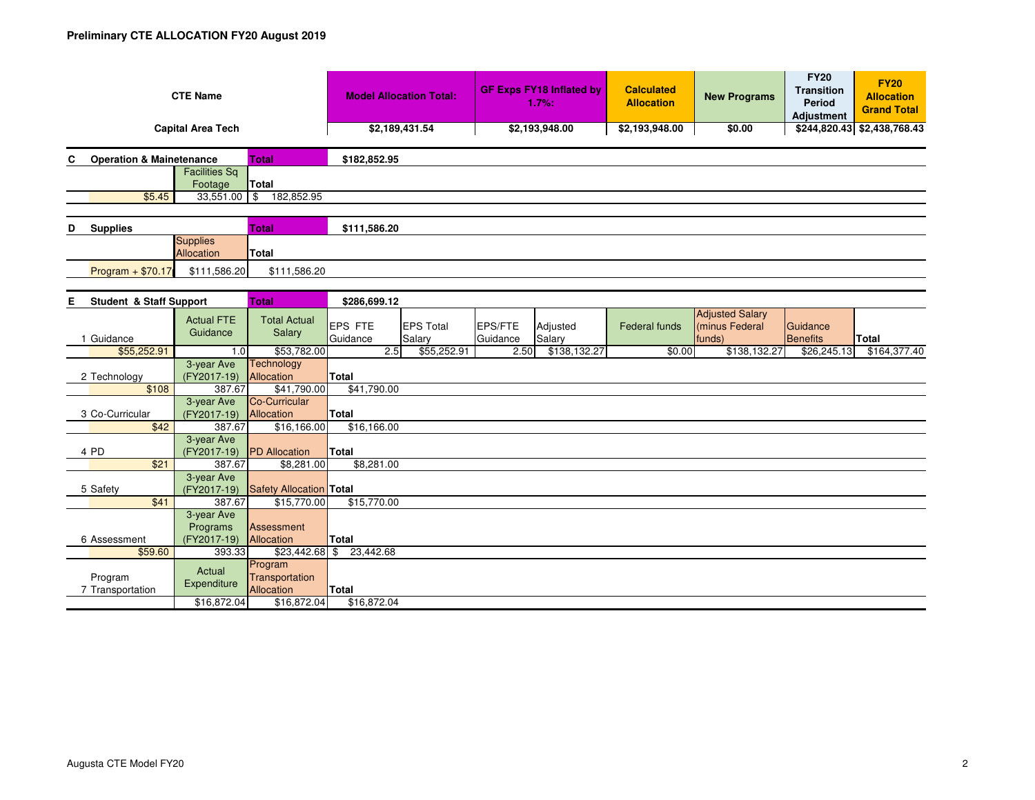**Preliminary CTE ALLOCATION FY20 August 2019**

| CTE Name | Model Allocation Total: | GF Exps FY18 Inflated by 1.7%: | Calculated Allocation | New Programs | FY20 Transition Period Adjustment | FY20 Allocation Grand Total |
|---|---|---|---|---|---|---|
| Capital Area Tech | $2,189,431.54 | $2,193,948.00 | $2,193,948.00 | $0.00 | $244,820.43 | $2,438,768.43 |

| C | Operation & Mainetenance | | Total | $182,852.95 |
|---|---|---|---|---|
| | | Facilities Sq Footage | Total | |
| | $5.45 | 33,551.00 | $ 182,852.95 | |

| D | Supplies | | Total | $111,586.20 |
|---|---|---|---|---|
| | | Supplies Allocation | Total | |
| | Program + $70.17 | $111,586.20 | $111,586.20 | |

| E | Student & Staff Support | | Total | $286,699.12 | | | | | | | |
|---|---|---|---|---|---|---|---|---|---|---|---|
| | 1 Guidance | Actual FTE Guidance | Total Actual Salary | EPS FTE Guidance | EPS Total Salary | EPS/FTE Guidance | Adjusted Salary | Federal funds | Adjusted Salary (minus Federal funds) | Guidance Benefits | Total |
| | $55,252.91 | 1.0 | $53,782.00 | 2.5 | $55,252.91 | 2.50 | $138,132.27 | $0.00 | $138,132.27 | $26,245.13 | $164,377.40 |
| | 2 Technology | 3-year Ave (FY2017-19) | Technology Allocation | Total | | | | | | | |
| | $108 | 387.67 | $41,790.00 | $41,790.00 | | | | | | | |
| | 3 Co-Curricular | 3-year Ave (FY2017-19) | Co-Curricular Allocation | Total | | | | | | | |
| | $42 | 387.67 | $16,166.00 | $16,166.00 | | | | | | | |
| | 4 PD | 3-year Ave (FY2017-19) | PD Allocation | Total | | | | | | | |
| | $21 | 387.67 | $8,281.00 | $8,281.00 | | | | | | | |
| | 5 Safety | 3-year Ave (FY2017-19) | Safety Allocation | Total | | | | | | | |
| | $41 | 387.67 | $15,770.00 | $15,770.00 | | | | | | | |
| | 6 Assessment | 3-year Ave Programs (FY2017-19) | Assessment Allocation | Total | | | | | | | |
| | $59.60 | 393.33 | $23,442.68 | $ 23,442.68 | | | | | | | |
| | 7 Program Transportation | Actual Expenditure | Program Transportation Allocation | Total | | | | | | | |
| | | $16,872.04 | $16,872.04 | $16,872.04 | | | | | | | |

Augusta CTE Model FY20